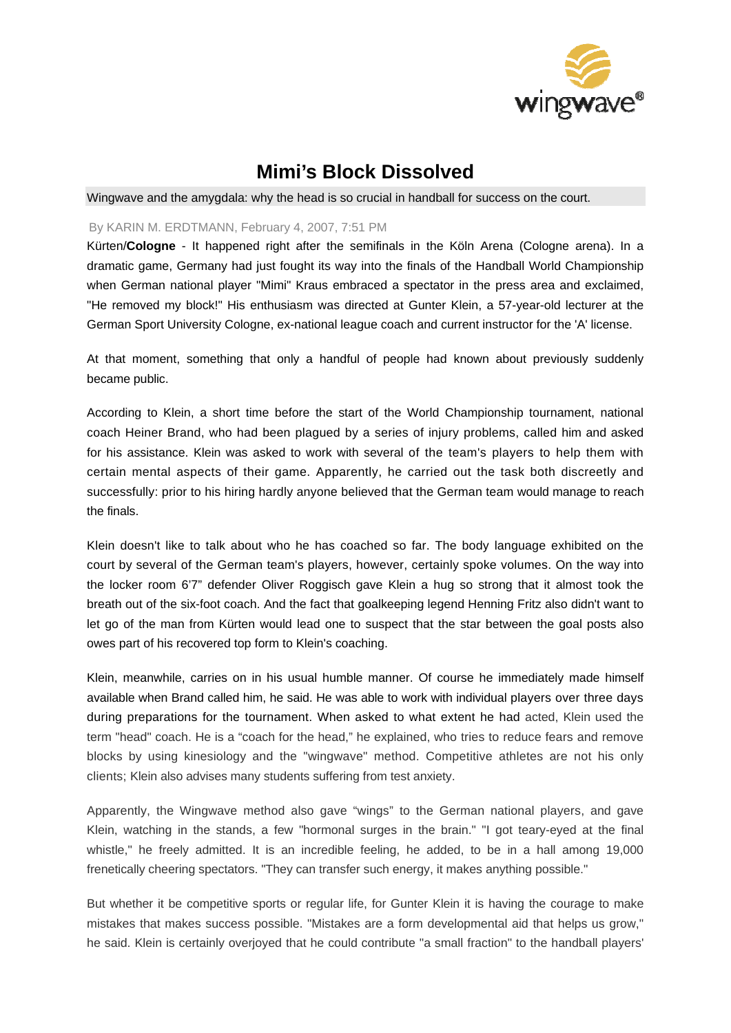# Mimi's Block Dissolved

Wingwave and the amygdala: why the head is so crucial in handball for success on the court.

By KARIN M. ERDTMANN, February 4, 2007, 7:51 PM

Kürten/**Cologne** - It happened right after the semifinals in the Köln Arena (Cologne arena). In a dramatic game, Germany had just fought its way into the finals of the Handball World Championship when German national player "Mimi" Kraus embraced a spectator in the press area and exclaimed, "He removed my block!" His enthusiasm was directed at Gunter Klein, a 57-year-old lecturer at the German Sport University Cologne, ex-national league coach and current instructor for the 'A' license.

At that moment, something that only a handful of people had known about previously suddenly became public.

According to Klein, a short time before the start of the World Championship tournament, national coach Heiner Brand, who had been plagued by a series of injury problems, called him and asked for his assistance. Klein was asked to work with several of the team's players to help them with certain mental aspects of their game. Apparently, he carried out the task both discreetly and successfully: prior to his hiring hardly anyone believed that the German team would manage to reach the finals.

Klein doesn't like to talk about who he has coached so far. The body language exhibited on the court by several of the German team's players, however, certainly spoke volumes. On the way into the locker room 6'7" defender Oliver Roggisch gave Klein a hug so strong that it almost took the breath out of the six-foot coach. And the fact that goalkeeping legend Henning Fritz also didn't want to let go of the man from Kürten would lead one to suspect that the star between the goal posts also owes part of his recovered top form to Klein's coaching.

Klein, meanwhile, carries on in his usual humble manner. Of course he immediately made himself available when Brand called him, he said. He was able to work with individual players over three days during preparations for the tournament. When asked to what extent he had acted, Klein used the term "head" coach. He is a "coach for the head," he explained, who tries to reduce fears and remove blocks by using kinesiology and the "wingwave" method. Competitive athletes are not his only clients; Klein also advises many students suffering from test anxiety.

Apparently, the Wingwave method also gave "wings" to the German national players, and gave Klein, watching in the stands, a few "hormonal surges in the brain." "I got teary-eyed at the final whistle," he freely admitted. It is an incredible feeling, he added, to be in a hall among 19,000 frenetically cheering spectators. "They can transfer such energy, it makes anything possible."

But whether it be competitive sports or regular life, for Gunter Klein it is having the courage to make mistakes that makes success possible. "Mistakes are a form developmental aid that helps us grow," he said. Klein is certainly overjoyed that he could contribute "a small fraction" to the handball players'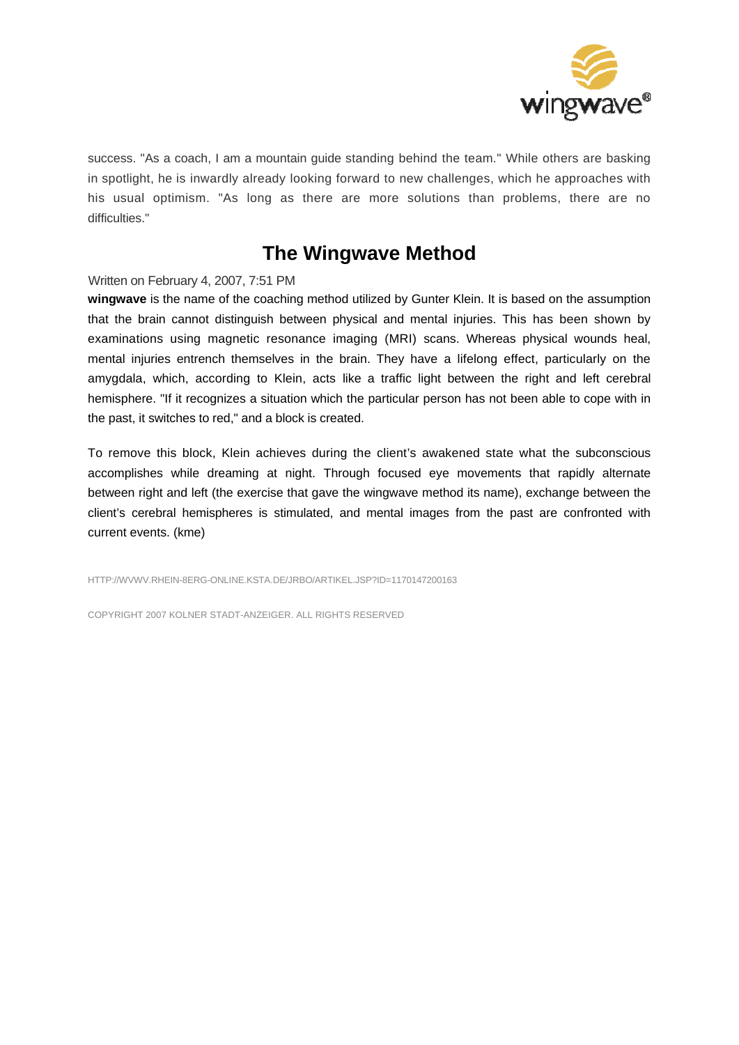success. "As a coach, I am a mountain guide standing behind the team." While others are basking in spotlight, he is inwardly already looking forward to new challenges, which he approaches with his usual optimism. "As long as there are more solutions than problems, there are no difficulties."

## The Wingwave Method

Written on February 4, 2007, 7:51 PM

**wingwave** is the name of the coaching method utilized by Gunter Klein. It is based on the assumption that the brain cannot distinguish between physical and mental injuries. This has been shown by examinations using magnetic resonance imaging (MRI) scans. Whereas physical wounds heal, mental injuries entrench themselves in the brain. They have a lifelong effect, particularly on the amygdala, which, according to Klein, acts like a traffic light between the right and left cerebral hemisphere. "If it recognizes a situation which the particular person has not been able to cope with in the past, it switches to red," and a block is created.

To remove this block, Klein achieves during the client's awakened state what the subconscious accomplishes while dreaming at night. Through focused eye movements that rapidly alternate between right and left (the exercise that gave the wingwave method its name), exchange between the client's cerebral hemispheres is stimulated, and mental images from the past are confronted with current events. (kme)

HTTP://WVWV.RHEIN-8ERG-ONLINE.KSTA.DE/JRBO/ARTIKEL.JSP?ID=1170147200163

COPYRIGHT 2007 KOLNER STADT-ANZEIGER. ALL RIGHTS RESERVED